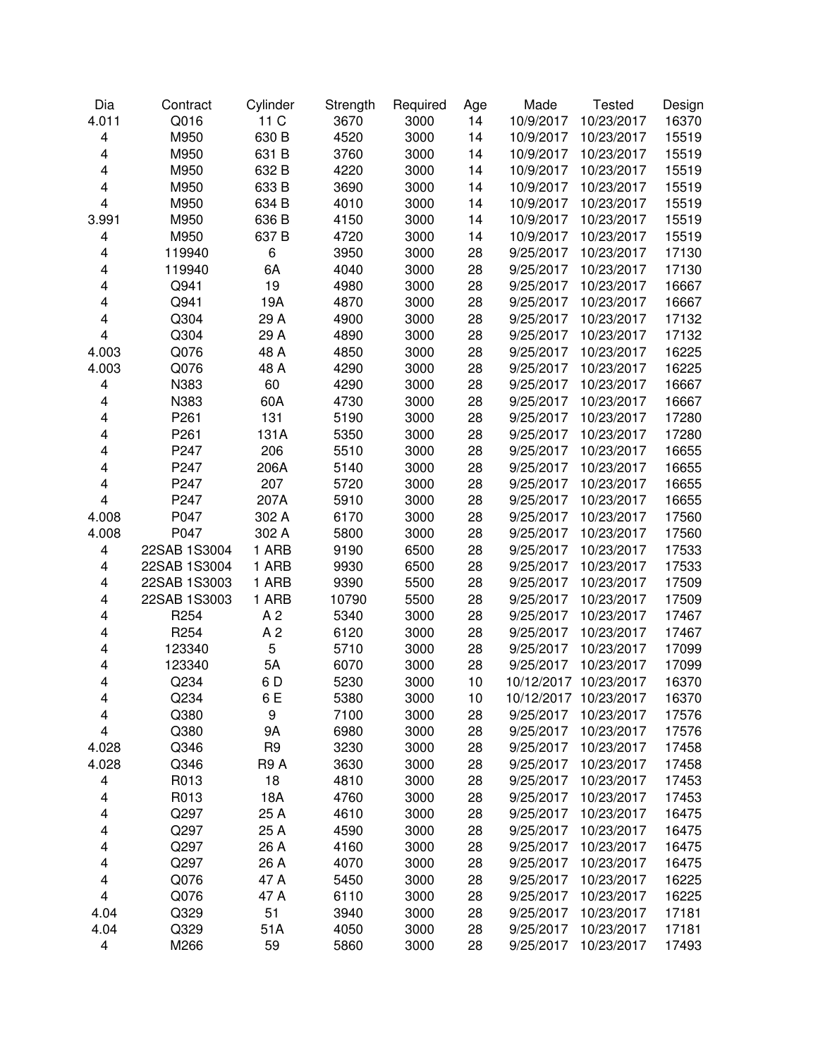| Dia | Contract | Cylinder | Strength | Required | Age | Made | Tested | Design |
|---|---|---|---|---|---|---|---|---|
| 4.011 | Q016 | 11 C | 3670 | 3000 | 14 | 10/9/2017 | 10/23/2017 | 16370 |
| 4 | M950 | 630 B | 4520 | 3000 | 14 | 10/9/2017 | 10/23/2017 | 15519 |
| 4 | M950 | 631 B | 3760 | 3000 | 14 | 10/9/2017 | 10/23/2017 | 15519 |
| 4 | M950 | 632 B | 4220 | 3000 | 14 | 10/9/2017 | 10/23/2017 | 15519 |
| 4 | M950 | 633 B | 3690 | 3000 | 14 | 10/9/2017 | 10/23/2017 | 15519 |
| 4 | M950 | 634 B | 4010 | 3000 | 14 | 10/9/2017 | 10/23/2017 | 15519 |
| 3.991 | M950 | 636 B | 4150 | 3000 | 14 | 10/9/2017 | 10/23/2017 | 15519 |
| 4 | M950 | 637 B | 4720 | 3000 | 14 | 10/9/2017 | 10/23/2017 | 15519 |
| 4 | 119940 | 6 | 3950 | 3000 | 28 | 9/25/2017 | 10/23/2017 | 17130 |
| 4 | 119940 | 6A | 4040 | 3000 | 28 | 9/25/2017 | 10/23/2017 | 17130 |
| 4 | Q941 | 19 | 4980 | 3000 | 28 | 9/25/2017 | 10/23/2017 | 16667 |
| 4 | Q941 | 19A | 4870 | 3000 | 28 | 9/25/2017 | 10/23/2017 | 16667 |
| 4 | Q304 | 29 A | 4900 | 3000 | 28 | 9/25/2017 | 10/23/2017 | 17132 |
| 4 | Q304 | 29 A | 4890 | 3000 | 28 | 9/25/2017 | 10/23/2017 | 17132 |
| 4.003 | Q076 | 48 A | 4850 | 3000 | 28 | 9/25/2017 | 10/23/2017 | 16225 |
| 4.003 | Q076 | 48 A | 4290 | 3000 | 28 | 9/25/2017 | 10/23/2017 | 16225 |
| 4 | N383 | 60 | 4290 | 3000 | 28 | 9/25/2017 | 10/23/2017 | 16667 |
| 4 | N383 | 60A | 4730 | 3000 | 28 | 9/25/2017 | 10/23/2017 | 16667 |
| 4 | P261 | 131 | 5190 | 3000 | 28 | 9/25/2017 | 10/23/2017 | 17280 |
| 4 | P261 | 131A | 5350 | 3000 | 28 | 9/25/2017 | 10/23/2017 | 17280 |
| 4 | P247 | 206 | 5510 | 3000 | 28 | 9/25/2017 | 10/23/2017 | 16655 |
| 4 | P247 | 206A | 5140 | 3000 | 28 | 9/25/2017 | 10/23/2017 | 16655 |
| 4 | P247 | 207 | 5720 | 3000 | 28 | 9/25/2017 | 10/23/2017 | 16655 |
| 4 | P247 | 207A | 5910 | 3000 | 28 | 9/25/2017 | 10/23/2017 | 16655 |
| 4.008 | P047 | 302 A | 6170 | 3000 | 28 | 9/25/2017 | 10/23/2017 | 17560 |
| 4.008 | P047 | 302 A | 5800 | 3000 | 28 | 9/25/2017 | 10/23/2017 | 17560 |
| 4 | 22SAB 1S3004 | 1 ARB | 9190 | 6500 | 28 | 9/25/2017 | 10/23/2017 | 17533 |
| 4 | 22SAB 1S3004 | 1 ARB | 9930 | 6500 | 28 | 9/25/2017 | 10/23/2017 | 17533 |
| 4 | 22SAB 1S3003 | 1 ARB | 9390 | 5500 | 28 | 9/25/2017 | 10/23/2017 | 17509 |
| 4 | 22SAB 1S3003 | 1 ARB | 10790 | 5500 | 28 | 9/25/2017 | 10/23/2017 | 17509 |
| 4 | R254 | A 2 | 5340 | 3000 | 28 | 9/25/2017 | 10/23/2017 | 17467 |
| 4 | R254 | A 2 | 6120 | 3000 | 28 | 9/25/2017 | 10/23/2017 | 17467 |
| 4 | 123340 | 5 | 5710 | 3000 | 28 | 9/25/2017 | 10/23/2017 | 17099 |
| 4 | 123340 | 5A | 6070 | 3000 | 28 | 9/25/2017 | 10/23/2017 | 17099 |
| 4 | Q234 | 6 D | 5230 | 3000 | 10 | 10/12/2017 | 10/23/2017 | 16370 |
| 4 | Q234 | 6 E | 5380 | 3000 | 10 | 10/12/2017 | 10/23/2017 | 16370 |
| 4 | Q380 | 9 | 7100 | 3000 | 28 | 9/25/2017 | 10/23/2017 | 17576 |
| 4 | Q380 | 9A | 6980 | 3000 | 28 | 9/25/2017 | 10/23/2017 | 17576 |
| 4.028 | Q346 | R9 | 3230 | 3000 | 28 | 9/25/2017 | 10/23/2017 | 17458 |
| 4.028 | Q346 | R9 A | 3630 | 3000 | 28 | 9/25/2017 | 10/23/2017 | 17458 |
| 4 | R013 | 18 | 4810 | 3000 | 28 | 9/25/2017 | 10/23/2017 | 17453 |
| 4 | R013 | 18A | 4760 | 3000 | 28 | 9/25/2017 | 10/23/2017 | 17453 |
| 4 | Q297 | 25 A | 4610 | 3000 | 28 | 9/25/2017 | 10/23/2017 | 16475 |
| 4 | Q297 | 25 A | 4590 | 3000 | 28 | 9/25/2017 | 10/23/2017 | 16475 |
| 4 | Q297 | 26 A | 4160 | 3000 | 28 | 9/25/2017 | 10/23/2017 | 16475 |
| 4 | Q297 | 26 A | 4070 | 3000 | 28 | 9/25/2017 | 10/23/2017 | 16475 |
| 4 | Q076 | 47 A | 5450 | 3000 | 28 | 9/25/2017 | 10/23/2017 | 16225 |
| 4 | Q076 | 47 A | 6110 | 3000 | 28 | 9/25/2017 | 10/23/2017 | 16225 |
| 4.04 | Q329 | 51 | 3940 | 3000 | 28 | 9/25/2017 | 10/23/2017 | 17181 |
| 4.04 | Q329 | 51A | 4050 | 3000 | 28 | 9/25/2017 | 10/23/2017 | 17181 |
| 4 | M266 | 59 | 5860 | 3000 | 28 | 9/25/2017 | 10/23/2017 | 17493 |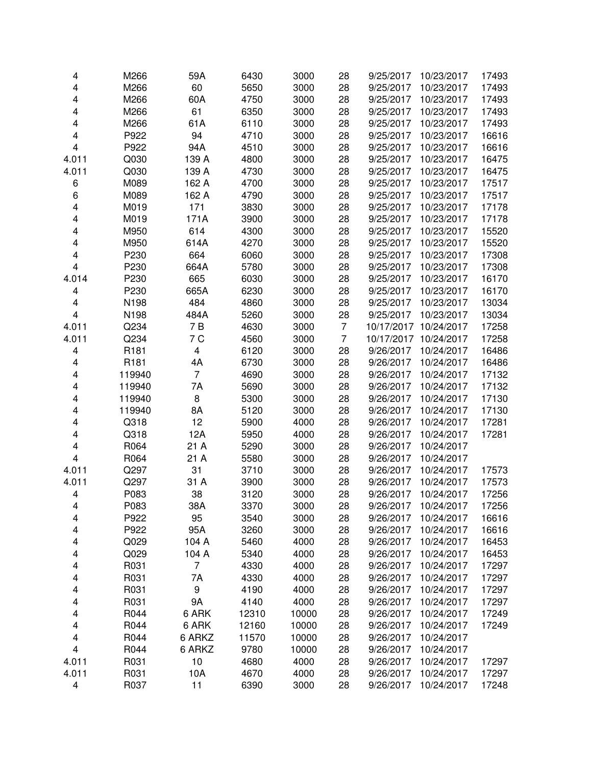|  |  |  |  |  |  |  |  |  |
|---|---|---|---|---|---|---|---|---|
| 4 | M266 | 59A | 6430 | 3000 | 28 | 9/25/2017 | 10/23/2017 | 17493 |
| 4 | M266 | 60 | 5650 | 3000 | 28 | 9/25/2017 | 10/23/2017 | 17493 |
| 4 | M266 | 60A | 4750 | 3000 | 28 | 9/25/2017 | 10/23/2017 | 17493 |
| 4 | M266 | 61 | 6350 | 3000 | 28 | 9/25/2017 | 10/23/2017 | 17493 |
| 4 | M266 | 61A | 6110 | 3000 | 28 | 9/25/2017 | 10/23/2017 | 17493 |
| 4 | P922 | 94 | 4710 | 3000 | 28 | 9/25/2017 | 10/23/2017 | 16616 |
| 4 | P922 | 94A | 4510 | 3000 | 28 | 9/25/2017 | 10/23/2017 | 16616 |
| 4.011 | Q030 | 139 A | 4800 | 3000 | 28 | 9/25/2017 | 10/23/2017 | 16475 |
| 4.011 | Q030 | 139 A | 4730 | 3000 | 28 | 9/25/2017 | 10/23/2017 | 16475 |
| 6 | M089 | 162 A | 4700 | 3000 | 28 | 9/25/2017 | 10/23/2017 | 17517 |
| 6 | M089 | 162 A | 4790 | 3000 | 28 | 9/25/2017 | 10/23/2017 | 17517 |
| 4 | M019 | 171 | 3830 | 3000 | 28 | 9/25/2017 | 10/23/2017 | 17178 |
| 4 | M019 | 171A | 3900 | 3000 | 28 | 9/25/2017 | 10/23/2017 | 17178 |
| 4 | M950 | 614 | 4300 | 3000 | 28 | 9/25/2017 | 10/23/2017 | 15520 |
| 4 | M950 | 614A | 4270 | 3000 | 28 | 9/25/2017 | 10/23/2017 | 15520 |
| 4 | P230 | 664 | 6060 | 3000 | 28 | 9/25/2017 | 10/23/2017 | 17308 |
| 4 | P230 | 664A | 5780 | 3000 | 28 | 9/25/2017 | 10/23/2017 | 17308 |
| 4.014 | P230 | 665 | 6030 | 3000 | 28 | 9/25/2017 | 10/23/2017 | 16170 |
| 4 | P230 | 665A | 6230 | 3000 | 28 | 9/25/2017 | 10/23/2017 | 16170 |
| 4 | N198 | 484 | 4860 | 3000 | 28 | 9/25/2017 | 10/23/2017 | 13034 |
| 4 | N198 | 484A | 5260 | 3000 | 28 | 9/25/2017 | 10/23/2017 | 13034 |
| 4.011 | Q234 | 7 B | 4630 | 3000 | 7 | 10/17/2017 | 10/24/2017 | 17258 |
| 4.011 | Q234 | 7 C | 4560 | 3000 | 7 | 10/17/2017 | 10/24/2017 | 17258 |
| 4 | R181 | 4 | 6120 | 3000 | 28 | 9/26/2017 | 10/24/2017 | 16486 |
| 4 | R181 | 4A | 6730 | 3000 | 28 | 9/26/2017 | 10/24/2017 | 16486 |
| 4 | 119940 | 7 | 4690 | 3000 | 28 | 9/26/2017 | 10/24/2017 | 17132 |
| 4 | 119940 | 7A | 5690 | 3000 | 28 | 9/26/2017 | 10/24/2017 | 17132 |
| 4 | 119940 | 8 | 5300 | 3000 | 28 | 9/26/2017 | 10/24/2017 | 17130 |
| 4 | 119940 | 8A | 5120 | 3000 | 28 | 9/26/2017 | 10/24/2017 | 17130 |
| 4 | Q318 | 12 | 5900 | 4000 | 28 | 9/26/2017 | 10/24/2017 | 17281 |
| 4 | Q318 | 12A | 5950 | 4000 | 28 | 9/26/2017 | 10/24/2017 | 17281 |
| 4 | R064 | 21 A | 5290 | 3000 | 28 | 9/26/2017 | 10/24/2017 |  |
| 4 | R064 | 21 A | 5580 | 3000 | 28 | 9/26/2017 | 10/24/2017 |  |
| 4.011 | Q297 | 31 | 3710 | 3000 | 28 | 9/26/2017 | 10/24/2017 | 17573 |
| 4.011 | Q297 | 31 A | 3900 | 3000 | 28 | 9/26/2017 | 10/24/2017 | 17573 |
| 4 | P083 | 38 | 3120 | 3000 | 28 | 9/26/2017 | 10/24/2017 | 17256 |
| 4 | P083 | 38A | 3370 | 3000 | 28 | 9/26/2017 | 10/24/2017 | 17256 |
| 4 | P922 | 95 | 3540 | 3000 | 28 | 9/26/2017 | 10/24/2017 | 16616 |
| 4 | P922 | 95A | 3260 | 3000 | 28 | 9/26/2017 | 10/24/2017 | 16616 |
| 4 | Q029 | 104 A | 5460 | 4000 | 28 | 9/26/2017 | 10/24/2017 | 16453 |
| 4 | Q029 | 104 A | 5340 | 4000 | 28 | 9/26/2017 | 10/24/2017 | 16453 |
| 4 | R031 | 7 | 4330 | 4000 | 28 | 9/26/2017 | 10/24/2017 | 17297 |
| 4 | R031 | 7A | 4330 | 4000 | 28 | 9/26/2017 | 10/24/2017 | 17297 |
| 4 | R031 | 9 | 4190 | 4000 | 28 | 9/26/2017 | 10/24/2017 | 17297 |
| 4 | R031 | 9A | 4140 | 4000 | 28 | 9/26/2017 | 10/24/2017 | 17297 |
| 4 | R044 | 6 ARK | 12310 | 10000 | 28 | 9/26/2017 | 10/24/2017 | 17249 |
| 4 | R044 | 6 ARK | 12160 | 10000 | 28 | 9/26/2017 | 10/24/2017 | 17249 |
| 4 | R044 | 6 ARKZ | 11570 | 10000 | 28 | 9/26/2017 | 10/24/2017 |  |
| 4 | R044 | 6 ARKZ | 9780 | 10000 | 28 | 9/26/2017 | 10/24/2017 |  |
| 4.011 | R031 | 10 | 4680 | 4000 | 28 | 9/26/2017 | 10/24/2017 | 17297 |
| 4.011 | R031 | 10A | 4670 | 4000 | 28 | 9/26/2017 | 10/24/2017 | 17297 |
| 4 | R037 | 11 | 6390 | 3000 | 28 | 9/26/2017 | 10/24/2017 | 17248 |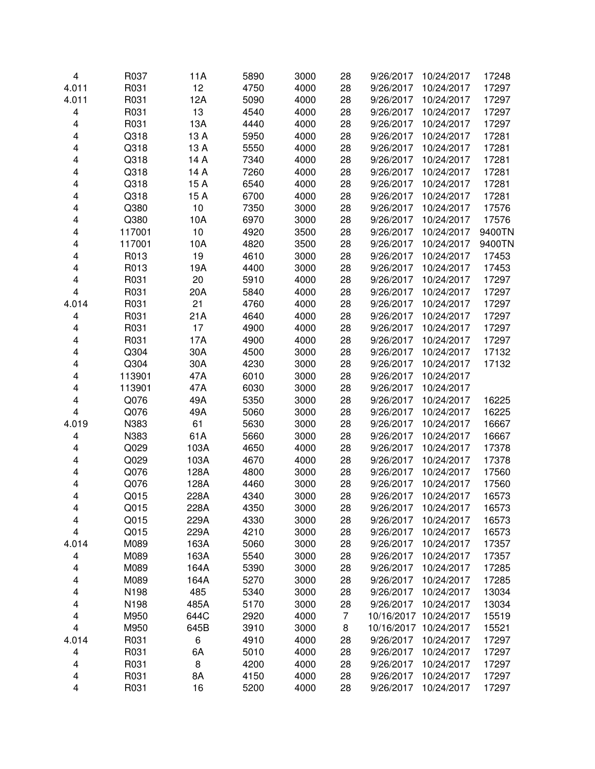| | | | | | | | | |
|---|---|---|---|---|---|---|---|---|
| 4 | R037 | 11A | 5890 | 3000 | 28 | 9/26/2017 | 10/24/2017 | 17248 |
| 4.011 | R031 | 12 | 4750 | 4000 | 28 | 9/26/2017 | 10/24/2017 | 17297 |
| 4.011 | R031 | 12A | 5090 | 4000 | 28 | 9/26/2017 | 10/24/2017 | 17297 |
| 4 | R031 | 13 | 4540 | 4000 | 28 | 9/26/2017 | 10/24/2017 | 17297 |
| 4 | R031 | 13A | 4440 | 4000 | 28 | 9/26/2017 | 10/24/2017 | 17297 |
| 4 | Q318 | 13 A | 5950 | 4000 | 28 | 9/26/2017 | 10/24/2017 | 17281 |
| 4 | Q318 | 13 A | 5550 | 4000 | 28 | 9/26/2017 | 10/24/2017 | 17281 |
| 4 | Q318 | 14 A | 7340 | 4000 | 28 | 9/26/2017 | 10/24/2017 | 17281 |
| 4 | Q318 | 14 A | 7260 | 4000 | 28 | 9/26/2017 | 10/24/2017 | 17281 |
| 4 | Q318 | 15 A | 6540 | 4000 | 28 | 9/26/2017 | 10/24/2017 | 17281 |
| 4 | Q318 | 15 A | 6700 | 4000 | 28 | 9/26/2017 | 10/24/2017 | 17281 |
| 4 | Q380 | 10 | 7350 | 3000 | 28 | 9/26/2017 | 10/24/2017 | 17576 |
| 4 | Q380 | 10A | 6970 | 3000 | 28 | 9/26/2017 | 10/24/2017 | 17576 |
| 4 | 117001 | 10 | 4920 | 3500 | 28 | 9/26/2017 | 10/24/2017 | 9400TN |
| 4 | 117001 | 10A | 4820 | 3500 | 28 | 9/26/2017 | 10/24/2017 | 9400TN |
| 4 | R013 | 19 | 4610 | 3000 | 28 | 9/26/2017 | 10/24/2017 | 17453 |
| 4 | R013 | 19A | 4400 | 3000 | 28 | 9/26/2017 | 10/24/2017 | 17453 |
| 4 | R031 | 20 | 5910 | 4000 | 28 | 9/26/2017 | 10/24/2017 | 17297 |
| 4 | R031 | 20A | 5840 | 4000 | 28 | 9/26/2017 | 10/24/2017 | 17297 |
| 4.014 | R031 | 21 | 4760 | 4000 | 28 | 9/26/2017 | 10/24/2017 | 17297 |
| 4 | R031 | 21A | 4640 | 4000 | 28 | 9/26/2017 | 10/24/2017 | 17297 |
| 4 | R031 | 17 | 4900 | 4000 | 28 | 9/26/2017 | 10/24/2017 | 17297 |
| 4 | R031 | 17A | 4900 | 4000 | 28 | 9/26/2017 | 10/24/2017 | 17297 |
| 4 | Q304 | 30A | 4500 | 3000 | 28 | 9/26/2017 | 10/24/2017 | 17132 |
| 4 | Q304 | 30A | 4230 | 3000 | 28 | 9/26/2017 | 10/24/2017 | 17132 |
| 4 | 113901 | 47A | 6010 | 3000 | 28 | 9/26/2017 | 10/24/2017 | |
| 4 | 113901 | 47A | 6030 | 3000 | 28 | 9/26/2017 | 10/24/2017 | |
| 4 | Q076 | 49A | 5350 | 3000 | 28 | 9/26/2017 | 10/24/2017 | 16225 |
| 4 | Q076 | 49A | 5060 | 3000 | 28 | 9/26/2017 | 10/24/2017 | 16225 |
| 4.019 | N383 | 61 | 5630 | 3000 | 28 | 9/26/2017 | 10/24/2017 | 16667 |
| 4 | N383 | 61A | 5660 | 3000 | 28 | 9/26/2017 | 10/24/2017 | 16667 |
| 4 | Q029 | 103A | 4650 | 4000 | 28 | 9/26/2017 | 10/24/2017 | 17378 |
| 4 | Q029 | 103A | 4670 | 4000 | 28 | 9/26/2017 | 10/24/2017 | 17378 |
| 4 | Q076 | 128A | 4800 | 3000 | 28 | 9/26/2017 | 10/24/2017 | 17560 |
| 4 | Q076 | 128A | 4460 | 3000 | 28 | 9/26/2017 | 10/24/2017 | 17560 |
| 4 | Q015 | 228A | 4340 | 3000 | 28 | 9/26/2017 | 10/24/2017 | 16573 |
| 4 | Q015 | 228A | 4350 | 3000 | 28 | 9/26/2017 | 10/24/2017 | 16573 |
| 4 | Q015 | 229A | 4330 | 3000 | 28 | 9/26/2017 | 10/24/2017 | 16573 |
| 4 | Q015 | 229A | 4210 | 3000 | 28 | 9/26/2017 | 10/24/2017 | 16573 |
| 4.014 | M089 | 163A | 5060 | 3000 | 28 | 9/26/2017 | 10/24/2017 | 17357 |
| 4 | M089 | 163A | 5540 | 3000 | 28 | 9/26/2017 | 10/24/2017 | 17357 |
| 4 | M089 | 164A | 5390 | 3000 | 28 | 9/26/2017 | 10/24/2017 | 17285 |
| 4 | M089 | 164A | 5270 | 3000 | 28 | 9/26/2017 | 10/24/2017 | 17285 |
| 4 | N198 | 485 | 5340 | 3000 | 28 | 9/26/2017 | 10/24/2017 | 13034 |
| 4 | N198 | 485A | 5170 | 3000 | 28 | 9/26/2017 | 10/24/2017 | 13034 |
| 4 | M950 | 644C | 2920 | 4000 | 7 | 10/16/2017 | 10/24/2017 | 15519 |
| 4 | M950 | 645B | 3910 | 3000 | 8 | 10/16/2017 | 10/24/2017 | 15521 |
| 4.014 | R031 | 6 | 4910 | 4000 | 28 | 9/26/2017 | 10/24/2017 | 17297 |
| 4 | R031 | 6A | 5010 | 4000 | 28 | 9/26/2017 | 10/24/2017 | 17297 |
| 4 | R031 | 8 | 4200 | 4000 | 28 | 9/26/2017 | 10/24/2017 | 17297 |
| 4 | R031 | 8A | 4150 | 4000 | 28 | 9/26/2017 | 10/24/2017 | 17297 |
| 4 | R031 | 16 | 5200 | 4000 | 28 | 9/26/2017 | 10/24/2017 | 17297 |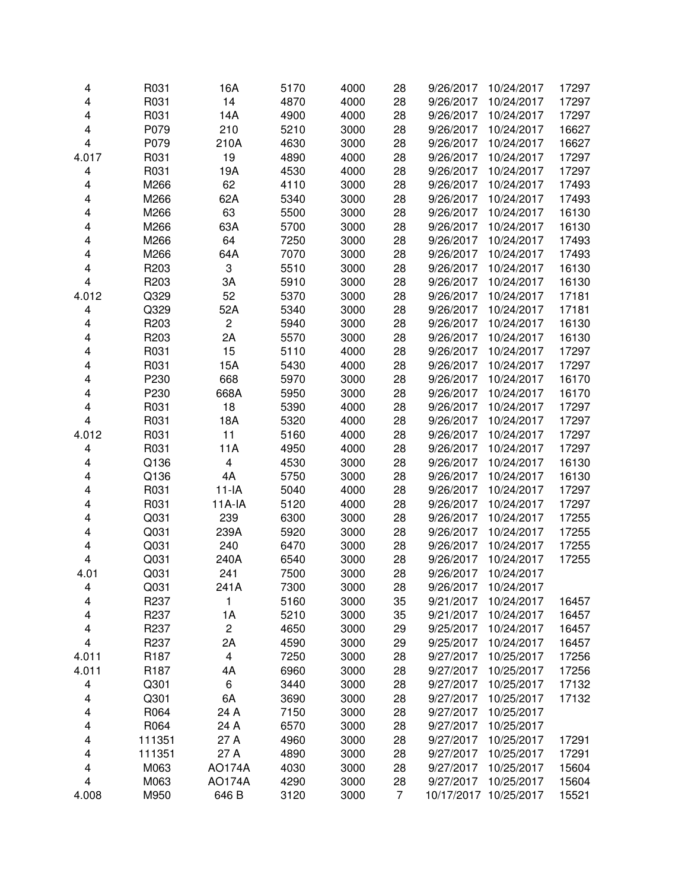| | | | | | | | | |
|---|---|---|---|---|---|---|---|---|
| 4 | R031 | 16A | 5170 | 4000 | 28 | 9/26/2017 | 10/24/2017 | 17297 |
| 4 | R031 | 14 | 4870 | 4000 | 28 | 9/26/2017 | 10/24/2017 | 17297 |
| 4 | R031 | 14A | 4900 | 4000 | 28 | 9/26/2017 | 10/24/2017 | 17297 |
| 4 | P079 | 210 | 5210 | 3000 | 28 | 9/26/2017 | 10/24/2017 | 16627 |
| 4 | P079 | 210A | 4630 | 3000 | 28 | 9/26/2017 | 10/24/2017 | 16627 |
| 4.017 | R031 | 19 | 4890 | 4000 | 28 | 9/26/2017 | 10/24/2017 | 17297 |
| 4 | R031 | 19A | 4530 | 4000 | 28 | 9/26/2017 | 10/24/2017 | 17297 |
| 4 | M266 | 62 | 4110 | 3000 | 28 | 9/26/2017 | 10/24/2017 | 17493 |
| 4 | M266 | 62A | 5340 | 3000 | 28 | 9/26/2017 | 10/24/2017 | 17493 |
| 4 | M266 | 63 | 5500 | 3000 | 28 | 9/26/2017 | 10/24/2017 | 16130 |
| 4 | M266 | 63A | 5700 | 3000 | 28 | 9/26/2017 | 10/24/2017 | 16130 |
| 4 | M266 | 64 | 7250 | 3000 | 28 | 9/26/2017 | 10/24/2017 | 17493 |
| 4 | M266 | 64A | 7070 | 3000 | 28 | 9/26/2017 | 10/24/2017 | 17493 |
| 4 | R203 | 3 | 5510 | 3000 | 28 | 9/26/2017 | 10/24/2017 | 16130 |
| 4 | R203 | 3A | 5910 | 3000 | 28 | 9/26/2017 | 10/24/2017 | 16130 |
| 4.012 | Q329 | 52 | 5370 | 3000 | 28 | 9/26/2017 | 10/24/2017 | 17181 |
| 4 | Q329 | 52A | 5340 | 3000 | 28 | 9/26/2017 | 10/24/2017 | 17181 |
| 4 | R203 | 2 | 5940 | 3000 | 28 | 9/26/2017 | 10/24/2017 | 16130 |
| 4 | R203 | 2A | 5570 | 3000 | 28 | 9/26/2017 | 10/24/2017 | 16130 |
| 4 | R031 | 15 | 5110 | 4000 | 28 | 9/26/2017 | 10/24/2017 | 17297 |
| 4 | R031 | 15A | 5430 | 4000 | 28 | 9/26/2017 | 10/24/2017 | 17297 |
| 4 | P230 | 668 | 5970 | 3000 | 28 | 9/26/2017 | 10/24/2017 | 16170 |
| 4 | P230 | 668A | 5950 | 3000 | 28 | 9/26/2017 | 10/24/2017 | 16170 |
| 4 | R031 | 18 | 5390 | 4000 | 28 | 9/26/2017 | 10/24/2017 | 17297 |
| 4 | R031 | 18A | 5320 | 4000 | 28 | 9/26/2017 | 10/24/2017 | 17297 |
| 4.012 | R031 | 11 | 5160 | 4000 | 28 | 9/26/2017 | 10/24/2017 | 17297 |
| 4 | R031 | 11A | 4950 | 4000 | 28 | 9/26/2017 | 10/24/2017 | 17297 |
| 4 | Q136 | 4 | 4530 | 3000 | 28 | 9/26/2017 | 10/24/2017 | 16130 |
| 4 | Q136 | 4A | 5750 | 3000 | 28 | 9/26/2017 | 10/24/2017 | 16130 |
| 4 | R031 | 11-IA | 5040 | 4000 | 28 | 9/26/2017 | 10/24/2017 | 17297 |
| 4 | R031 | 11A-IA | 5120 | 4000 | 28 | 9/26/2017 | 10/24/2017 | 17297 |
| 4 | Q031 | 239 | 6300 | 3000 | 28 | 9/26/2017 | 10/24/2017 | 17255 |
| 4 | Q031 | 239A | 5920 | 3000 | 28 | 9/26/2017 | 10/24/2017 | 17255 |
| 4 | Q031 | 240 | 6470 | 3000 | 28 | 9/26/2017 | 10/24/2017 | 17255 |
| 4 | Q031 | 240A | 6540 | 3000 | 28 | 9/26/2017 | 10/24/2017 | 17255 |
| 4.01 | Q031 | 241 | 7500 | 3000 | 28 | 9/26/2017 | 10/24/2017 | |
| 4 | Q031 | 241A | 7300 | 3000 | 28 | 9/26/2017 | 10/24/2017 | |
| 4 | R237 | 1 | 5160 | 3000 | 35 | 9/21/2017 | 10/24/2017 | 16457 |
| 4 | R237 | 1A | 5210 | 3000 | 35 | 9/21/2017 | 10/24/2017 | 16457 |
| 4 | R237 | 2 | 4650 | 3000 | 29 | 9/25/2017 | 10/24/2017 | 16457 |
| 4 | R237 | 2A | 4590 | 3000 | 29 | 9/25/2017 | 10/24/2017 | 16457 |
| 4.011 | R187 | 4 | 7250 | 3000 | 28 | 9/27/2017 | 10/25/2017 | 17256 |
| 4.011 | R187 | 4A | 6960 | 3000 | 28 | 9/27/2017 | 10/25/2017 | 17256 |
| 4 | Q301 | 6 | 3440 | 3000 | 28 | 9/27/2017 | 10/25/2017 | 17132 |
| 4 | Q301 | 6A | 3690 | 3000 | 28 | 9/27/2017 | 10/25/2017 | 17132 |
| 4 | R064 | 24 A | 7150 | 3000 | 28 | 9/27/2017 | 10/25/2017 | |
| 4 | R064 | 24 A | 6570 | 3000 | 28 | 9/27/2017 | 10/25/2017 | |
| 4 | 111351 | 27 A | 4960 | 3000 | 28 | 9/27/2017 | 10/25/2017 | 17291 |
| 4 | 111351 | 27 A | 4890 | 3000 | 28 | 9/27/2017 | 10/25/2017 | 17291 |
| 4 | M063 | AO174A | 4030 | 3000 | 28 | 9/27/2017 | 10/25/2017 | 15604 |
| 4 | M063 | AO174A | 4290 | 3000 | 28 | 9/27/2017 | 10/25/2017 | 15604 |
| 4.008 | M950 | 646 B | 3120 | 3000 | 7 | 10/17/2017 | 10/25/2017 | 15521 |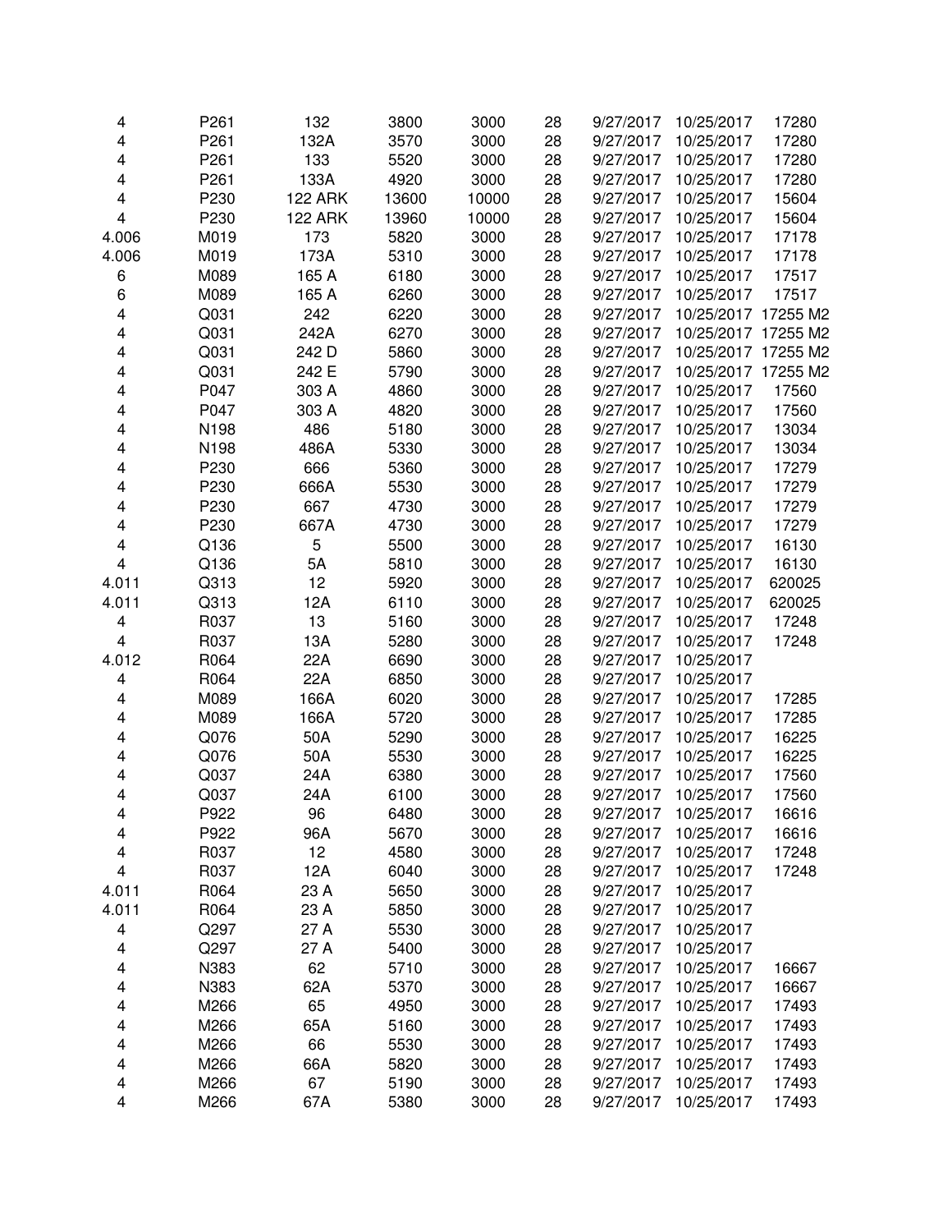| | | | | | | | | |
|---|---|---|---|---|---|---|---|---|
| 4 | P261 | 132 | 3800 | 3000 | 28 | 9/27/2017 | 10/25/2017 | 17280 |
| 4 | P261 | 132A | 3570 | 3000 | 28 | 9/27/2017 | 10/25/2017 | 17280 |
| 4 | P261 | 133 | 5520 | 3000 | 28 | 9/27/2017 | 10/25/2017 | 17280 |
| 4 | P261 | 133A | 4920 | 3000 | 28 | 9/27/2017 | 10/25/2017 | 17280 |
| 4 | P230 | 122 ARK | 13600 | 10000 | 28 | 9/27/2017 | 10/25/2017 | 15604 |
| 4 | P230 | 122 ARK | 13960 | 10000 | 28 | 9/27/2017 | 10/25/2017 | 15604 |
| 4.006 | M019 | 173 | 5820 | 3000 | 28 | 9/27/2017 | 10/25/2017 | 17178 |
| 4.006 | M019 | 173A | 5310 | 3000 | 28 | 9/27/2017 | 10/25/2017 | 17178 |
| 6 | M089 | 165 A | 6180 | 3000 | 28 | 9/27/2017 | 10/25/2017 | 17517 |
| 6 | M089 | 165 A | 6260 | 3000 | 28 | 9/27/2017 | 10/25/2017 | 17517 |
| 4 | Q031 | 242 | 6220 | 3000 | 28 | 9/27/2017 | 10/25/2017 | 17255 M2 |
| 4 | Q031 | 242A | 6270 | 3000 | 28 | 9/27/2017 | 10/25/2017 | 17255 M2 |
| 4 | Q031 | 242 D | 5860 | 3000 | 28 | 9/27/2017 | 10/25/2017 | 17255 M2 |
| 4 | Q031 | 242 E | 5790 | 3000 | 28 | 9/27/2017 | 10/25/2017 | 17255 M2 |
| 4 | P047 | 303 A | 4860 | 3000 | 28 | 9/27/2017 | 10/25/2017 | 17560 |
| 4 | P047 | 303 A | 4820 | 3000 | 28 | 9/27/2017 | 10/25/2017 | 17560 |
| 4 | N198 | 486 | 5180 | 3000 | 28 | 9/27/2017 | 10/25/2017 | 13034 |
| 4 | N198 | 486A | 5330 | 3000 | 28 | 9/27/2017 | 10/25/2017 | 13034 |
| 4 | P230 | 666 | 5360 | 3000 | 28 | 9/27/2017 | 10/25/2017 | 17279 |
| 4 | P230 | 666A | 5530 | 3000 | 28 | 9/27/2017 | 10/25/2017 | 17279 |
| 4 | P230 | 667 | 4730 | 3000 | 28 | 9/27/2017 | 10/25/2017 | 17279 |
| 4 | P230 | 667A | 4730 | 3000 | 28 | 9/27/2017 | 10/25/2017 | 17279 |
| 4 | Q136 | 5 | 5500 | 3000 | 28 | 9/27/2017 | 10/25/2017 | 16130 |
| 4 | Q136 | 5A | 5810 | 3000 | 28 | 9/27/2017 | 10/25/2017 | 16130 |
| 4.011 | Q313 | 12 | 5920 | 3000 | 28 | 9/27/2017 | 10/25/2017 | 620025 |
| 4.011 | Q313 | 12A | 6110 | 3000 | 28 | 9/27/2017 | 10/25/2017 | 620025 |
| 4 | R037 | 13 | 5160 | 3000 | 28 | 9/27/2017 | 10/25/2017 | 17248 |
| 4 | R037 | 13A | 5280 | 3000 | 28 | 9/27/2017 | 10/25/2017 | 17248 |
| 4.012 | R064 | 22A | 6690 | 3000 | 28 | 9/27/2017 | 10/25/2017 | |
| 4 | R064 | 22A | 6850 | 3000 | 28 | 9/27/2017 | 10/25/2017 | |
| 4 | M089 | 166A | 6020 | 3000 | 28 | 9/27/2017 | 10/25/2017 | 17285 |
| 4 | M089 | 166A | 5720 | 3000 | 28 | 9/27/2017 | 10/25/2017 | 17285 |
| 4 | Q076 | 50A | 5290 | 3000 | 28 | 9/27/2017 | 10/25/2017 | 16225 |
| 4 | Q076 | 50A | 5530 | 3000 | 28 | 9/27/2017 | 10/25/2017 | 16225 |
| 4 | Q037 | 24A | 6380 | 3000 | 28 | 9/27/2017 | 10/25/2017 | 17560 |
| 4 | Q037 | 24A | 6100 | 3000 | 28 | 9/27/2017 | 10/25/2017 | 17560 |
| 4 | P922 | 96 | 6480 | 3000 | 28 | 9/27/2017 | 10/25/2017 | 16616 |
| 4 | P922 | 96A | 5670 | 3000 | 28 | 9/27/2017 | 10/25/2017 | 16616 |
| 4 | R037 | 12 | 4580 | 3000 | 28 | 9/27/2017 | 10/25/2017 | 17248 |
| 4 | R037 | 12A | 6040 | 3000 | 28 | 9/27/2017 | 10/25/2017 | 17248 |
| 4.011 | R064 | 23 A | 5650 | 3000 | 28 | 9/27/2017 | 10/25/2017 | |
| 4.011 | R064 | 23 A | 5850 | 3000 | 28 | 9/27/2017 | 10/25/2017 | |
| 4 | Q297 | 27 A | 5530 | 3000 | 28 | 9/27/2017 | 10/25/2017 | |
| 4 | Q297 | 27 A | 5400 | 3000 | 28 | 9/27/2017 | 10/25/2017 | |
| 4 | N383 | 62 | 5710 | 3000 | 28 | 9/27/2017 | 10/25/2017 | 16667 |
| 4 | N383 | 62A | 5370 | 3000 | 28 | 9/27/2017 | 10/25/2017 | 16667 |
| 4 | M266 | 65 | 4950 | 3000 | 28 | 9/27/2017 | 10/25/2017 | 17493 |
| 4 | M266 | 65A | 5160 | 3000 | 28 | 9/27/2017 | 10/25/2017 | 17493 |
| 4 | M266 | 66 | 5530 | 3000 | 28 | 9/27/2017 | 10/25/2017 | 17493 |
| 4 | M266 | 66A | 5820 | 3000 | 28 | 9/27/2017 | 10/25/2017 | 17493 |
| 4 | M266 | 67 | 5190 | 3000 | 28 | 9/27/2017 | 10/25/2017 | 17493 |
| 4 | M266 | 67A | 5380 | 3000 | 28 | 9/27/2017 | 10/25/2017 | 17493 |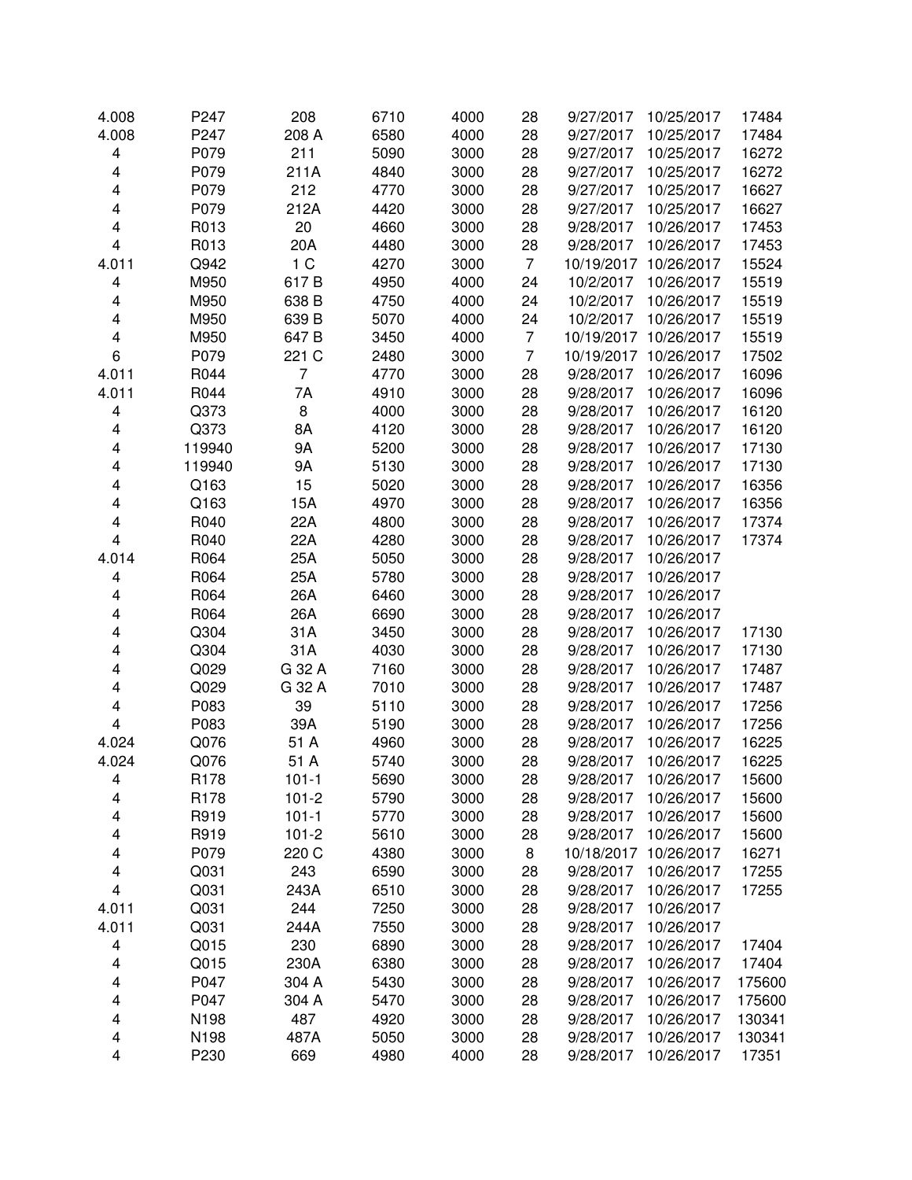| | | | | | | | | |
|---|---|---|---|---|---|---|---|---|
| 4.008 | P247 | 208 | 6710 | 4000 | 28 | 9/27/2017 | 10/25/2017 | 17484 |
| 4.008 | P247 | 208 A | 6580 | 4000 | 28 | 9/27/2017 | 10/25/2017 | 17484 |
| 4 | P079 | 211 | 5090 | 3000 | 28 | 9/27/2017 | 10/25/2017 | 16272 |
| 4 | P079 | 211A | 4840 | 3000 | 28 | 9/27/2017 | 10/25/2017 | 16272 |
| 4 | P079 | 212 | 4770 | 3000 | 28 | 9/27/2017 | 10/25/2017 | 16627 |
| 4 | P079 | 212A | 4420 | 3000 | 28 | 9/27/2017 | 10/25/2017 | 16627 |
| 4 | R013 | 20 | 4660 | 3000 | 28 | 9/28/2017 | 10/26/2017 | 17453 |
| 4 | R013 | 20A | 4480 | 3000 | 28 | 9/28/2017 | 10/26/2017 | 17453 |
| 4.011 | Q942 | 1 C | 4270 | 3000 | 7 | 10/19/2017 | 10/26/2017 | 15524 |
| 4 | M950 | 617 B | 4950 | 4000 | 24 | 10/2/2017 | 10/26/2017 | 15519 |
| 4 | M950 | 638 B | 4750 | 4000 | 24 | 10/2/2017 | 10/26/2017 | 15519 |
| 4 | M950 | 639 B | 5070 | 4000 | 24 | 10/2/2017 | 10/26/2017 | 15519 |
| 4 | M950 | 647 B | 3450 | 4000 | 7 | 10/19/2017 | 10/26/2017 | 15519 |
| 6 | P079 | 221 C | 2480 | 3000 | 7 | 10/19/2017 | 10/26/2017 | 17502 |
| 4.011 | R044 | 7 | 4770 | 3000 | 28 | 9/28/2017 | 10/26/2017 | 16096 |
| 4.011 | R044 | 7A | 4910 | 3000 | 28 | 9/28/2017 | 10/26/2017 | 16096 |
| 4 | Q373 | 8 | 4000 | 3000 | 28 | 9/28/2017 | 10/26/2017 | 16120 |
| 4 | Q373 | 8A | 4120 | 3000 | 28 | 9/28/2017 | 10/26/2017 | 16120 |
| 4 | 119940 | 9A | 5200 | 3000 | 28 | 9/28/2017 | 10/26/2017 | 17130 |
| 4 | 119940 | 9A | 5130 | 3000 | 28 | 9/28/2017 | 10/26/2017 | 17130 |
| 4 | Q163 | 15 | 5020 | 3000 | 28 | 9/28/2017 | 10/26/2017 | 16356 |
| 4 | Q163 | 15A | 4970 | 3000 | 28 | 9/28/2017 | 10/26/2017 | 16356 |
| 4 | R040 | 22A | 4800 | 3000 | 28 | 9/28/2017 | 10/26/2017 | 17374 |
| 4 | R040 | 22A | 4280 | 3000 | 28 | 9/28/2017 | 10/26/2017 | 17374 |
| 4.014 | R064 | 25A | 5050 | 3000 | 28 | 9/28/2017 | 10/26/2017 | |
| 4 | R064 | 25A | 5780 | 3000 | 28 | 9/28/2017 | 10/26/2017 | |
| 4 | R064 | 26A | 6460 | 3000 | 28 | 9/28/2017 | 10/26/2017 | |
| 4 | R064 | 26A | 6690 | 3000 | 28 | 9/28/2017 | 10/26/2017 | |
| 4 | Q304 | 31A | 3450 | 3000 | 28 | 9/28/2017 | 10/26/2017 | 17130 |
| 4 | Q304 | 31A | 4030 | 3000 | 28 | 9/28/2017 | 10/26/2017 | 17130 |
| 4 | Q029 | G 32 A | 7160 | 3000 | 28 | 9/28/2017 | 10/26/2017 | 17487 |
| 4 | Q029 | G 32 A | 7010 | 3000 | 28 | 9/28/2017 | 10/26/2017 | 17487 |
| 4 | P083 | 39 | 5110 | 3000 | 28 | 9/28/2017 | 10/26/2017 | 17256 |
| 4 | P083 | 39A | 5190 | 3000 | 28 | 9/28/2017 | 10/26/2017 | 17256 |
| 4.024 | Q076 | 51 A | 4960 | 3000 | 28 | 9/28/2017 | 10/26/2017 | 16225 |
| 4.024 | Q076 | 51 A | 5740 | 3000 | 28 | 9/28/2017 | 10/26/2017 | 16225 |
| 4 | R178 | 101-1 | 5690 | 3000 | 28 | 9/28/2017 | 10/26/2017 | 15600 |
| 4 | R178 | 101-2 | 5790 | 3000 | 28 | 9/28/2017 | 10/26/2017 | 15600 |
| 4 | R919 | 101-1 | 5770 | 3000 | 28 | 9/28/2017 | 10/26/2017 | 15600 |
| 4 | R919 | 101-2 | 5610 | 3000 | 28 | 9/28/2017 | 10/26/2017 | 15600 |
| 4 | P079 | 220 C | 4380 | 3000 | 8 | 10/18/2017 | 10/26/2017 | 16271 |
| 4 | Q031 | 243 | 6590 | 3000 | 28 | 9/28/2017 | 10/26/2017 | 17255 |
| 4 | Q031 | 243A | 6510 | 3000 | 28 | 9/28/2017 | 10/26/2017 | 17255 |
| 4.011 | Q031 | 244 | 7250 | 3000 | 28 | 9/28/2017 | 10/26/2017 | |
| 4.011 | Q031 | 244A | 7550 | 3000 | 28 | 9/28/2017 | 10/26/2017 | |
| 4 | Q015 | 230 | 6890 | 3000 | 28 | 9/28/2017 | 10/26/2017 | 17404 |
| 4 | Q015 | 230A | 6380 | 3000 | 28 | 9/28/2017 | 10/26/2017 | 17404 |
| 4 | P047 | 304 A | 5430 | 3000 | 28 | 9/28/2017 | 10/26/2017 | 175600 |
| 4 | P047 | 304 A | 5470 | 3000 | 28 | 9/28/2017 | 10/26/2017 | 175600 |
| 4 | N198 | 487 | 4920 | 3000 | 28 | 9/28/2017 | 10/26/2017 | 130341 |
| 4 | N198 | 487A | 5050 | 3000 | 28 | 9/28/2017 | 10/26/2017 | 130341 |
| 4 | P230 | 669 | 4980 | 4000 | 28 | 9/28/2017 | 10/26/2017 | 17351 |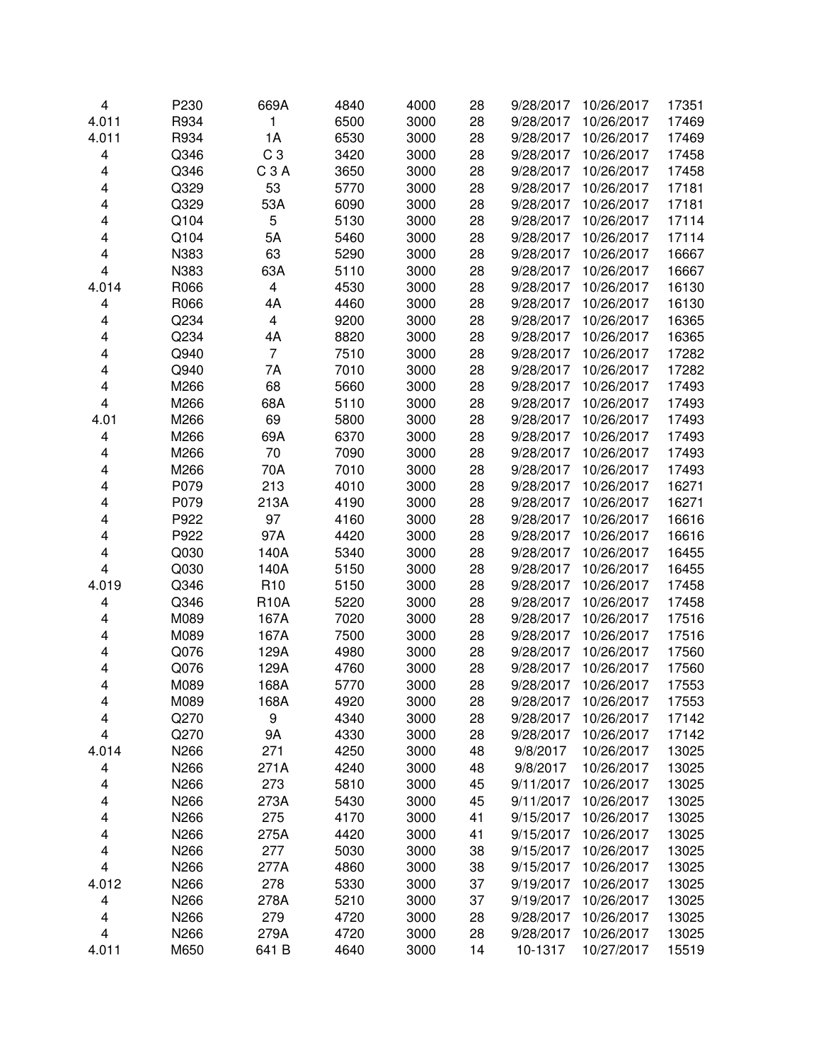| | | | | | | | | |
|---|---|---|---|---|---|---|---|---|
| 4 | P230 | 669A | 4840 | 4000 | 28 | 9/28/2017 | 10/26/2017 | 17351 |
| 4.011 | R934 | 1 | 6500 | 3000 | 28 | 9/28/2017 | 10/26/2017 | 17469 |
| 4.011 | R934 | 1A | 6530 | 3000 | 28 | 9/28/2017 | 10/26/2017 | 17469 |
| 4 | Q346 | C 3 | 3420 | 3000 | 28 | 9/28/2017 | 10/26/2017 | 17458 |
| 4 | Q346 | C 3 A | 3650 | 3000 | 28 | 9/28/2017 | 10/26/2017 | 17458 |
| 4 | Q329 | 53 | 5770 | 3000 | 28 | 9/28/2017 | 10/26/2017 | 17181 |
| 4 | Q329 | 53A | 6090 | 3000 | 28 | 9/28/2017 | 10/26/2017 | 17181 |
| 4 | Q104 | 5 | 5130 | 3000 | 28 | 9/28/2017 | 10/26/2017 | 17114 |
| 4 | Q104 | 5A | 5460 | 3000 | 28 | 9/28/2017 | 10/26/2017 | 17114 |
| 4 | N383 | 63 | 5290 | 3000 | 28 | 9/28/2017 | 10/26/2017 | 16667 |
| 4 | N383 | 63A | 5110 | 3000 | 28 | 9/28/2017 | 10/26/2017 | 16667 |
| 4.014 | R066 | 4 | 4530 | 3000 | 28 | 9/28/2017 | 10/26/2017 | 16130 |
| 4 | R066 | 4A | 4460 | 3000 | 28 | 9/28/2017 | 10/26/2017 | 16130 |
| 4 | Q234 | 4 | 9200 | 3000 | 28 | 9/28/2017 | 10/26/2017 | 16365 |
| 4 | Q234 | 4A | 8820 | 3000 | 28 | 9/28/2017 | 10/26/2017 | 16365 |
| 4 | Q940 | 7 | 7510 | 3000 | 28 | 9/28/2017 | 10/26/2017 | 17282 |
| 4 | Q940 | 7A | 7010 | 3000 | 28 | 9/28/2017 | 10/26/2017 | 17282 |
| 4 | M266 | 68 | 5660 | 3000 | 28 | 9/28/2017 | 10/26/2017 | 17493 |
| 4 | M266 | 68A | 5110 | 3000 | 28 | 9/28/2017 | 10/26/2017 | 17493 |
| 4.01 | M266 | 69 | 5800 | 3000 | 28 | 9/28/2017 | 10/26/2017 | 17493 |
| 4 | M266 | 69A | 6370 | 3000 | 28 | 9/28/2017 | 10/26/2017 | 17493 |
| 4 | M266 | 70 | 7090 | 3000 | 28 | 9/28/2017 | 10/26/2017 | 17493 |
| 4 | M266 | 70A | 7010 | 3000 | 28 | 9/28/2017 | 10/26/2017 | 17493 |
| 4 | P079 | 213 | 4010 | 3000 | 28 | 9/28/2017 | 10/26/2017 | 16271 |
| 4 | P079 | 213A | 4190 | 3000 | 28 | 9/28/2017 | 10/26/2017 | 16271 |
| 4 | P922 | 97 | 4160 | 3000 | 28 | 9/28/2017 | 10/26/2017 | 16616 |
| 4 | P922 | 97A | 4420 | 3000 | 28 | 9/28/2017 | 10/26/2017 | 16616 |
| 4 | Q030 | 140A | 5340 | 3000 | 28 | 9/28/2017 | 10/26/2017 | 16455 |
| 4 | Q030 | 140A | 5150 | 3000 | 28 | 9/28/2017 | 10/26/2017 | 16455 |
| 4.019 | Q346 | R10 | 5150 | 3000 | 28 | 9/28/2017 | 10/26/2017 | 17458 |
| 4 | Q346 | R10A | 5220 | 3000 | 28 | 9/28/2017 | 10/26/2017 | 17458 |
| 4 | M089 | 167A | 7020 | 3000 | 28 | 9/28/2017 | 10/26/2017 | 17516 |
| 4 | M089 | 167A | 7500 | 3000 | 28 | 9/28/2017 | 10/26/2017 | 17516 |
| 4 | Q076 | 129A | 4980 | 3000 | 28 | 9/28/2017 | 10/26/2017 | 17560 |
| 4 | Q076 | 129A | 4760 | 3000 | 28 | 9/28/2017 | 10/26/2017 | 17560 |
| 4 | M089 | 168A | 5770 | 3000 | 28 | 9/28/2017 | 10/26/2017 | 17553 |
| 4 | M089 | 168A | 4920 | 3000 | 28 | 9/28/2017 | 10/26/2017 | 17553 |
| 4 | Q270 | 9 | 4340 | 3000 | 28 | 9/28/2017 | 10/26/2017 | 17142 |
| 4 | Q270 | 9A | 4330 | 3000 | 28 | 9/28/2017 | 10/26/2017 | 17142 |
| 4.014 | N266 | 271 | 4250 | 3000 | 48 | 9/8/2017 | 10/26/2017 | 13025 |
| 4 | N266 | 271A | 4240 | 3000 | 48 | 9/8/2017 | 10/26/2017 | 13025 |
| 4 | N266 | 273 | 5810 | 3000 | 45 | 9/11/2017 | 10/26/2017 | 13025 |
| 4 | N266 | 273A | 5430 | 3000 | 45 | 9/11/2017 | 10/26/2017 | 13025 |
| 4 | N266 | 275 | 4170 | 3000 | 41 | 9/15/2017 | 10/26/2017 | 13025 |
| 4 | N266 | 275A | 4420 | 3000 | 41 | 9/15/2017 | 10/26/2017 | 13025 |
| 4 | N266 | 277 | 5030 | 3000 | 38 | 9/15/2017 | 10/26/2017 | 13025 |
| 4 | N266 | 277A | 4860 | 3000 | 38 | 9/15/2017 | 10/26/2017 | 13025 |
| 4.012 | N266 | 278 | 5330 | 3000 | 37 | 9/19/2017 | 10/26/2017 | 13025 |
| 4 | N266 | 278A | 5210 | 3000 | 37 | 9/19/2017 | 10/26/2017 | 13025 |
| 4 | N266 | 279 | 4720 | 3000 | 28 | 9/28/2017 | 10/26/2017 | 13025 |
| 4 | N266 | 279A | 4720 | 3000 | 28 | 9/28/2017 | 10/26/2017 | 13025 |
| 4.011 | M650 | 641 B | 4640 | 3000 | 14 | 10-1317 | 10/27/2017 | 15519 |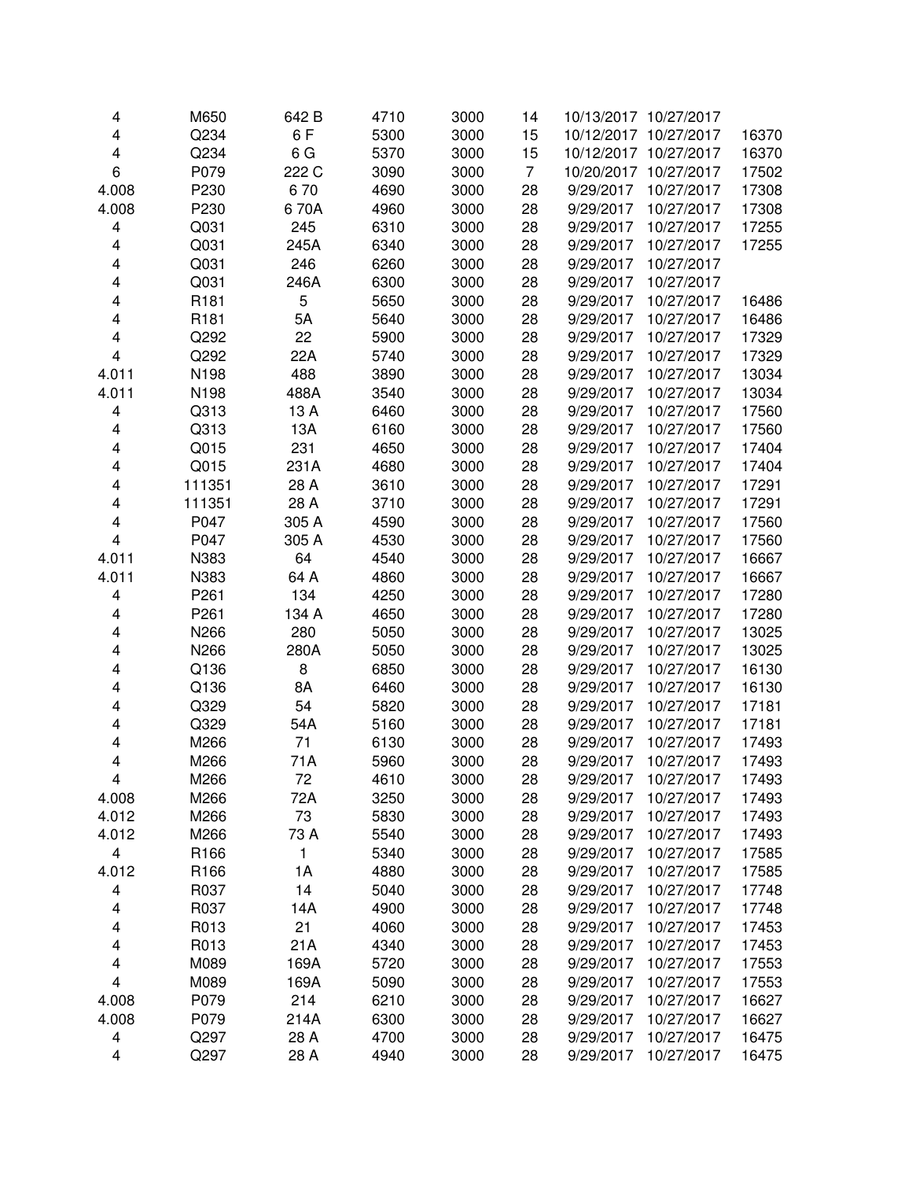| | | | | | | | | |
|---|---|---|---|---|---|---|---|---|
| 4 | M650 | 642 B | 4710 | 3000 | 14 | 10/13/2017 | 10/27/2017 | |
| 4 | Q234 | 6 F | 5300 | 3000 | 15 | 10/12/2017 | 10/27/2017 | 16370 |
| 4 | Q234 | 6 G | 5370 | 3000 | 15 | 10/12/2017 | 10/27/2017 | 16370 |
| 6 | P079 | 222 C | 3090 | 3000 | 7 | 10/20/2017 | 10/27/2017 | 17502 |
| 4.008 | P230 | 6 70 | 4690 | 3000 | 28 | 9/29/2017 | 10/27/2017 | 17308 |
| 4.008 | P230 | 6 70A | 4960 | 3000 | 28 | 9/29/2017 | 10/27/2017 | 17308 |
| 4 | Q031 | 245 | 6310 | 3000 | 28 | 9/29/2017 | 10/27/2017 | 17255 |
| 4 | Q031 | 245A | 6340 | 3000 | 28 | 9/29/2017 | 10/27/2017 | 17255 |
| 4 | Q031 | 246 | 6260 | 3000 | 28 | 9/29/2017 | 10/27/2017 | |
| 4 | Q031 | 246A | 6300 | 3000 | 28 | 9/29/2017 | 10/27/2017 | |
| 4 | R181 | 5 | 5650 | 3000 | 28 | 9/29/2017 | 10/27/2017 | 16486 |
| 4 | R181 | 5A | 5640 | 3000 | 28 | 9/29/2017 | 10/27/2017 | 16486 |
| 4 | Q292 | 22 | 5900 | 3000 | 28 | 9/29/2017 | 10/27/2017 | 17329 |
| 4 | Q292 | 22A | 5740 | 3000 | 28 | 9/29/2017 | 10/27/2017 | 17329 |
| 4.011 | N198 | 488 | 3890 | 3000 | 28 | 9/29/2017 | 10/27/2017 | 13034 |
| 4.011 | N198 | 488A | 3540 | 3000 | 28 | 9/29/2017 | 10/27/2017 | 13034 |
| 4 | Q313 | 13 A | 6460 | 3000 | 28 | 9/29/2017 | 10/27/2017 | 17560 |
| 4 | Q313 | 13A | 6160 | 3000 | 28 | 9/29/2017 | 10/27/2017 | 17560 |
| 4 | Q015 | 231 | 4650 | 3000 | 28 | 9/29/2017 | 10/27/2017 | 17404 |
| 4 | Q015 | 231A | 4680 | 3000 | 28 | 9/29/2017 | 10/27/2017 | 17404 |
| 4 | 111351 | 28 A | 3610 | 3000 | 28 | 9/29/2017 | 10/27/2017 | 17291 |
| 4 | 111351 | 28 A | 3710 | 3000 | 28 | 9/29/2017 | 10/27/2017 | 17291 |
| 4 | P047 | 305 A | 4590 | 3000 | 28 | 9/29/2017 | 10/27/2017 | 17560 |
| 4 | P047 | 305 A | 4530 | 3000 | 28 | 9/29/2017 | 10/27/2017 | 17560 |
| 4.011 | N383 | 64 | 4540 | 3000 | 28 | 9/29/2017 | 10/27/2017 | 16667 |
| 4.011 | N383 | 64 A | 4860 | 3000 | 28 | 9/29/2017 | 10/27/2017 | 16667 |
| 4 | P261 | 134 | 4250 | 3000 | 28 | 9/29/2017 | 10/27/2017 | 17280 |
| 4 | P261 | 134 A | 4650 | 3000 | 28 | 9/29/2017 | 10/27/2017 | 17280 |
| 4 | N266 | 280 | 5050 | 3000 | 28 | 9/29/2017 | 10/27/2017 | 13025 |
| 4 | N266 | 280A | 5050 | 3000 | 28 | 9/29/2017 | 10/27/2017 | 13025 |
| 4 | Q136 | 8 | 6850 | 3000 | 28 | 9/29/2017 | 10/27/2017 | 16130 |
| 4 | Q136 | 8A | 6460 | 3000 | 28 | 9/29/2017 | 10/27/2017 | 16130 |
| 4 | Q329 | 54 | 5820 | 3000 | 28 | 9/29/2017 | 10/27/2017 | 17181 |
| 4 | Q329 | 54A | 5160 | 3000 | 28 | 9/29/2017 | 10/27/2017 | 17181 |
| 4 | M266 | 71 | 6130 | 3000 | 28 | 9/29/2017 | 10/27/2017 | 17493 |
| 4 | M266 | 71A | 5960 | 3000 | 28 | 9/29/2017 | 10/27/2017 | 17493 |
| 4 | M266 | 72 | 4610 | 3000 | 28 | 9/29/2017 | 10/27/2017 | 17493 |
| 4.008 | M266 | 72A | 3250 | 3000 | 28 | 9/29/2017 | 10/27/2017 | 17493 |
| 4.012 | M266 | 73 | 5830 | 3000 | 28 | 9/29/2017 | 10/27/2017 | 17493 |
| 4.012 | M266 | 73 A | 5540 | 3000 | 28 | 9/29/2017 | 10/27/2017 | 17493 |
| 4 | R166 | 1 | 5340 | 3000 | 28 | 9/29/2017 | 10/27/2017 | 17585 |
| 4.012 | R166 | 1A | 4880 | 3000 | 28 | 9/29/2017 | 10/27/2017 | 17585 |
| 4 | R037 | 14 | 5040 | 3000 | 28 | 9/29/2017 | 10/27/2017 | 17748 |
| 4 | R037 | 14A | 4900 | 3000 | 28 | 9/29/2017 | 10/27/2017 | 17748 |
| 4 | R013 | 21 | 4060 | 3000 | 28 | 9/29/2017 | 10/27/2017 | 17453 |
| 4 | R013 | 21A | 4340 | 3000 | 28 | 9/29/2017 | 10/27/2017 | 17453 |
| 4 | M089 | 169A | 5720 | 3000 | 28 | 9/29/2017 | 10/27/2017 | 17553 |
| 4 | M089 | 169A | 5090 | 3000 | 28 | 9/29/2017 | 10/27/2017 | 17553 |
| 4.008 | P079 | 214 | 6210 | 3000 | 28 | 9/29/2017 | 10/27/2017 | 16627 |
| 4.008 | P079 | 214A | 6300 | 3000 | 28 | 9/29/2017 | 10/27/2017 | 16627 |
| 4 | Q297 | 28 A | 4700 | 3000 | 28 | 9/29/2017 | 10/27/2017 | 16475 |
| 4 | Q297 | 28 A | 4940 | 3000 | 28 | 9/29/2017 | 10/27/2017 | 16475 |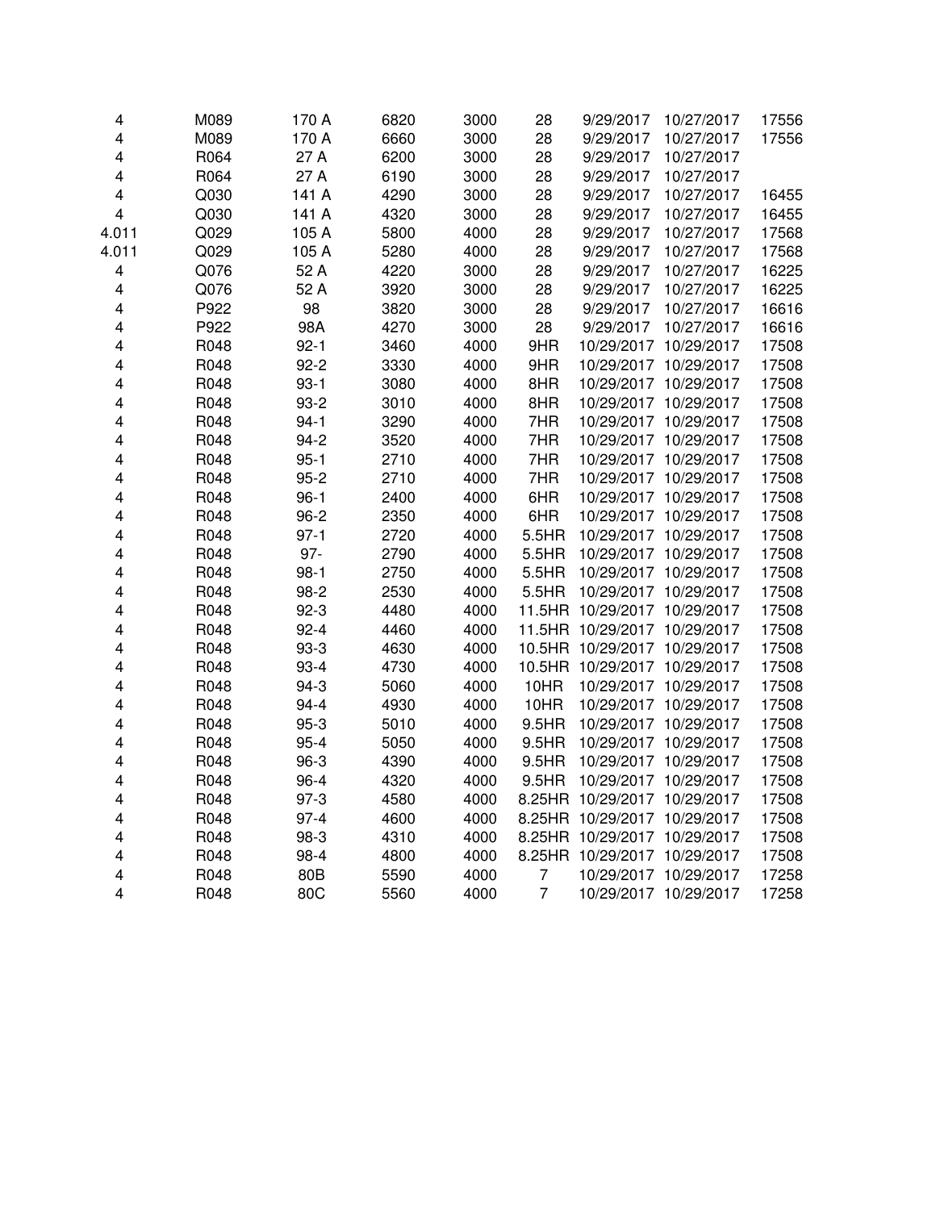| | | | | | | | | |
|---|---|---|---|---|---|---|---|---|
| 4 | M089 | 170 A | 6820 | 3000 | 28 | 9/29/2017 | 10/27/2017 | 17556 |
| 4 | M089 | 170 A | 6660 | 3000 | 28 | 9/29/2017 | 10/27/2017 | 17556 |
| 4 | R064 | 27 A | 6200 | 3000 | 28 | 9/29/2017 | 10/27/2017 | |
| 4 | R064 | 27 A | 6190 | 3000 | 28 | 9/29/2017 | 10/27/2017 | |
| 4 | Q030 | 141 A | 4290 | 3000 | 28 | 9/29/2017 | 10/27/2017 | 16455 |
| 4 | Q030 | 141 A | 4320 | 3000 | 28 | 9/29/2017 | 10/27/2017 | 16455 |
| 4.011 | Q029 | 105 A | 5800 | 4000 | 28 | 9/29/2017 | 10/27/2017 | 17568 |
| 4.011 | Q029 | 105 A | 5280 | 4000 | 28 | 9/29/2017 | 10/27/2017 | 17568 |
| 4 | Q076 | 52 A | 4220 | 3000 | 28 | 9/29/2017 | 10/27/2017 | 16225 |
| 4 | Q076 | 52 A | 3920 | 3000 | 28 | 9/29/2017 | 10/27/2017 | 16225 |
| 4 | P922 | 98 | 3820 | 3000 | 28 | 9/29/2017 | 10/27/2017 | 16616 |
| 4 | P922 | 98A | 4270 | 3000 | 28 | 9/29/2017 | 10/27/2017 | 16616 |
| 4 | R048 | 92-1 | 3460 | 4000 | 9HR | 10/29/2017 | 10/29/2017 | 17508 |
| 4 | R048 | 92-2 | 3330 | 4000 | 9HR | 10/29/2017 | 10/29/2017 | 17508 |
| 4 | R048 | 93-1 | 3080 | 4000 | 8HR | 10/29/2017 | 10/29/2017 | 17508 |
| 4 | R048 | 93-2 | 3010 | 4000 | 8HR | 10/29/2017 | 10/29/2017 | 17508 |
| 4 | R048 | 94-1 | 3290 | 4000 | 7HR | 10/29/2017 | 10/29/2017 | 17508 |
| 4 | R048 | 94-2 | 3520 | 4000 | 7HR | 10/29/2017 | 10/29/2017 | 17508 |
| 4 | R048 | 95-1 | 2710 | 4000 | 7HR | 10/29/2017 | 10/29/2017 | 17508 |
| 4 | R048 | 95-2 | 2710 | 4000 | 7HR | 10/29/2017 | 10/29/2017 | 17508 |
| 4 | R048 | 96-1 | 2400 | 4000 | 6HR | 10/29/2017 | 10/29/2017 | 17508 |
| 4 | R048 | 96-2 | 2350 | 4000 | 6HR | 10/29/2017 | 10/29/2017 | 17508 |
| 4 | R048 | 97-1 | 2720 | 4000 | 5.5HR | 10/29/2017 | 10/29/2017 | 17508 |
| 4 | R048 | 97- | 2790 | 4000 | 5.5HR | 10/29/2017 | 10/29/2017 | 17508 |
| 4 | R048 | 98-1 | 2750 | 4000 | 5.5HR | 10/29/2017 | 10/29/2017 | 17508 |
| 4 | R048 | 98-2 | 2530 | 4000 | 5.5HR | 10/29/2017 | 10/29/2017 | 17508 |
| 4 | R048 | 92-3 | 4480 | 4000 | 11.5HR | 10/29/2017 | 10/29/2017 | 17508 |
| 4 | R048 | 92-4 | 4460 | 4000 | 11.5HR | 10/29/2017 | 10/29/2017 | 17508 |
| 4 | R048 | 93-3 | 4630 | 4000 | 10.5HR | 10/29/2017 | 10/29/2017 | 17508 |
| 4 | R048 | 93-4 | 4730 | 4000 | 10.5HR | 10/29/2017 | 10/29/2017 | 17508 |
| 4 | R048 | 94-3 | 5060 | 4000 | 10HR | 10/29/2017 | 10/29/2017 | 17508 |
| 4 | R048 | 94-4 | 4930 | 4000 | 10HR | 10/29/2017 | 10/29/2017 | 17508 |
| 4 | R048 | 95-3 | 5010 | 4000 | 9.5HR | 10/29/2017 | 10/29/2017 | 17508 |
| 4 | R048 | 95-4 | 5050 | 4000 | 9.5HR | 10/29/2017 | 10/29/2017 | 17508 |
| 4 | R048 | 96-3 | 4390 | 4000 | 9.5HR | 10/29/2017 | 10/29/2017 | 17508 |
| 4 | R048 | 96-4 | 4320 | 4000 | 9.5HR | 10/29/2017 | 10/29/2017 | 17508 |
| 4 | R048 | 97-3 | 4580 | 4000 | 8.25HR | 10/29/2017 | 10/29/2017 | 17508 |
| 4 | R048 | 97-4 | 4600 | 4000 | 8.25HR | 10/29/2017 | 10/29/2017 | 17508 |
| 4 | R048 | 98-3 | 4310 | 4000 | 8.25HR | 10/29/2017 | 10/29/2017 | 17508 |
| 4 | R048 | 98-4 | 4800 | 4000 | 8.25HR | 10/29/2017 | 10/29/2017 | 17508 |
| 4 | R048 | 80B | 5590 | 4000 | 7 | 10/29/2017 | 10/29/2017 | 17258 |
| 4 | R048 | 80C | 5560 | 4000 | 7 | 10/29/2017 | 10/29/2017 | 17258 |